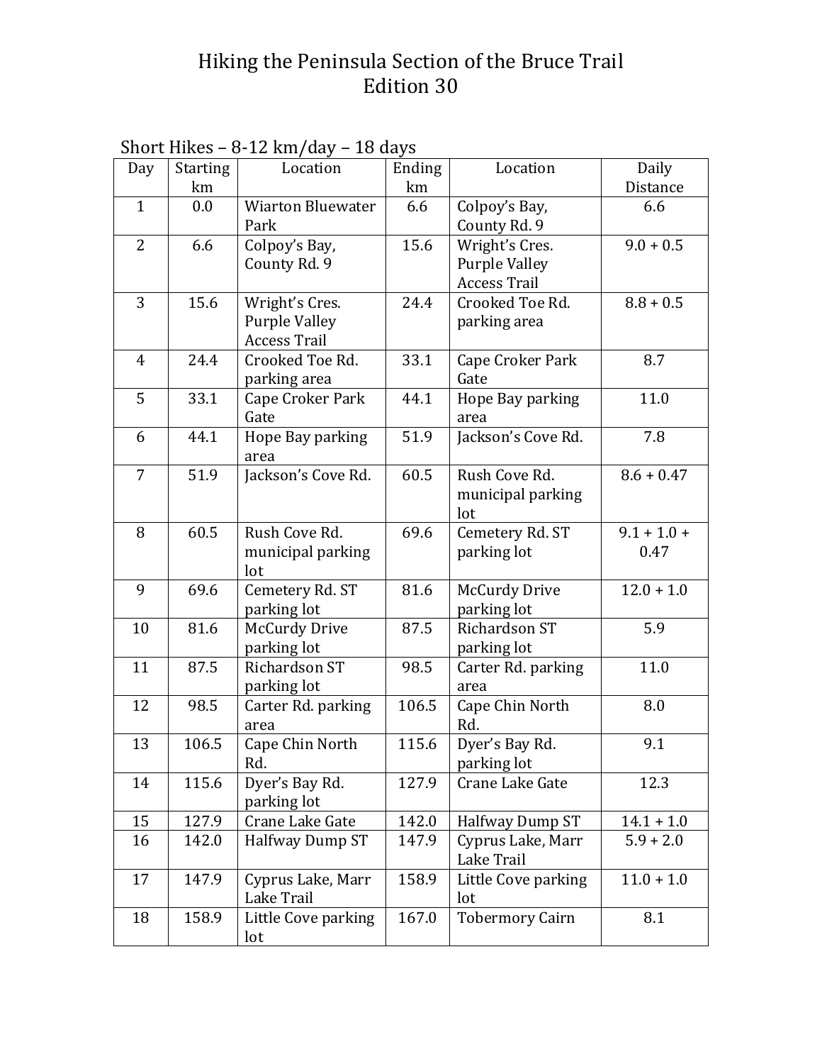# Hiking the Peninsula Section of the Bruce Trail
## Edition 30

Short Hikes – 8-12 km/day – 18 days

| Day | Starting km | Location | Ending km | Location | Daily Distance |
|---|---|---|---|---|---|
| 1 | 0.0 | Wiarton Bluewater Park | 6.6 | Colpoy's Bay, County Rd. 9 | 6.6 |
| 2 | 6.6 | Colpoy's Bay, County Rd. 9 | 15.6 | Wright's Cres. Purple Valley Access Trail | 9.0 + 0.5 |
| 3 | 15.6 | Wright's Cres. Purple Valley Access Trail | 24.4 | Crooked Toe Rd. parking area | 8.8 + 0.5 |
| 4 | 24.4 | Crooked Toe Rd. parking area | 33.1 | Cape Croker Park Gate | 8.7 |
| 5 | 33.1 | Cape Croker Park Gate | 44.1 | Hope Bay parking area | 11.0 |
| 6 | 44.1 | Hope Bay parking area | 51.9 | Jackson's Cove Rd. | 7.8 |
| 7 | 51.9 | Jackson's Cove Rd. | 60.5 | Rush Cove Rd. municipal parking lot | 8.6 + 0.47 |
| 8 | 60.5 | Rush Cove Rd. municipal parking lot | 69.6 | Cemetery Rd. ST parking lot | 9.1 + 1.0 + 0.47 |
| 9 | 69.6 | Cemetery Rd. ST parking lot | 81.6 | McCurdy Drive parking lot | 12.0 + 1.0 |
| 10 | 81.6 | McCurdy Drive parking lot | 87.5 | Richardson ST parking lot | 5.9 |
| 11 | 87.5 | Richardson ST parking lot | 98.5 | Carter Rd. parking area | 11.0 |
| 12 | 98.5 | Carter Rd. parking area | 106.5 | Cape Chin North Rd. | 8.0 |
| 13 | 106.5 | Cape Chin North Rd. | 115.6 | Dyer's Bay Rd. parking lot | 9.1 |
| 14 | 115.6 | Dyer's Bay Rd. parking lot | 127.9 | Crane Lake Gate | 12.3 |
| 15 | 127.9 | Crane Lake Gate | 142.0 | Halfway Dump ST | 14.1 + 1.0 |
| 16 | 142.0 | Halfway Dump ST | 147.9 | Cyprus Lake, Marr Lake Trail | 5.9 + 2.0 |
| 17 | 147.9 | Cyprus Lake, Marr Lake Trail | 158.9 | Little Cove parking lot | 11.0 + 1.0 |
| 18 | 158.9 | Little Cove parking lot | 167.0 | Tobermory Cairn | 8.1 |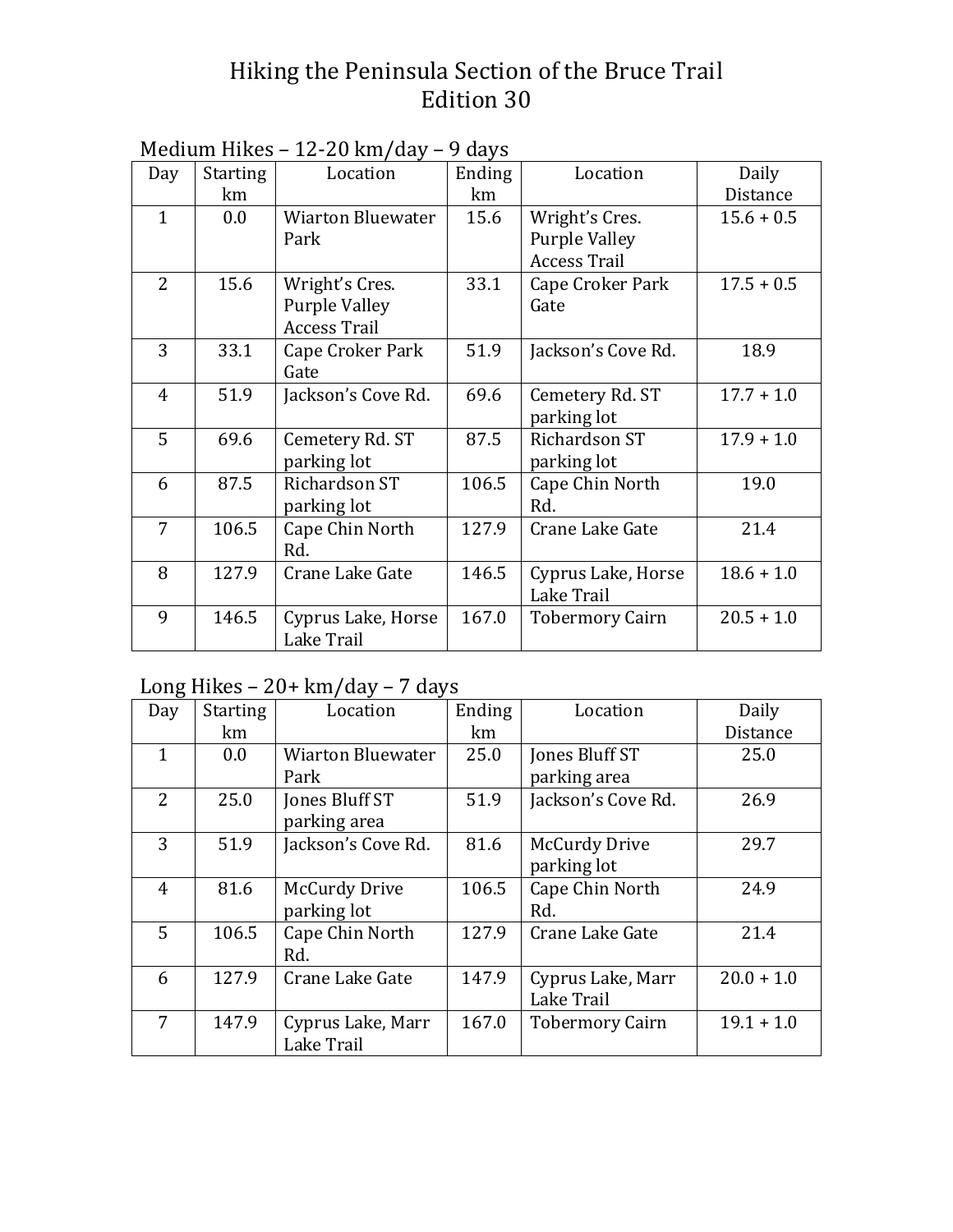# Hiking the Peninsula Section of the Bruce Trail
## Edition 30

### Medium Hikes – 12-20 km/day – 9 days

| Day | Starting km | Location | Ending km | Location | Daily Distance |
|---|---|---|---|---|---|
| 1 | 0.0 | Wiarton Bluewater Park | 15.6 | Wright's Cres. Purple Valley Access Trail | 15.6 + 0.5 |
| 2 | 15.6 | Wright's Cres. Purple Valley Access Trail | 33.1 | Cape Croker Park Gate | 17.5 + 0.5 |
| 3 | 33.1 | Cape Croker Park Gate | 51.9 | Jackson's Cove Rd. | 18.9 |
| 4 | 51.9 | Jackson's Cove Rd. | 69.6 | Cemetery Rd. ST parking lot | 17.7 + 1.0 |
| 5 | 69.6 | Cemetery Rd. ST parking lot | 87.5 | Richardson ST parking lot | 17.9 + 1.0 |
| 6 | 87.5 | Richardson ST parking lot | 106.5 | Cape Chin North Rd. | 19.0 |
| 7 | 106.5 | Cape Chin North Rd. | 127.9 | Crane Lake Gate | 21.4 |
| 8 | 127.9 | Crane Lake Gate | 146.5 | Cyprus Lake, Horse Lake Trail | 18.6 + 1.0 |
| 9 | 146.5 | Cyprus Lake, Horse Lake Trail | 167.0 | Tobermory Cairn | 20.5 + 1.0 |

### Long Hikes – 20+ km/day – 7 days

| Day | Starting km | Location | Ending km | Location | Daily Distance |
|---|---|---|---|---|---|
| 1 | 0.0 | Wiarton Bluewater Park | 25.0 | Jones Bluff ST parking area | 25.0 |
| 2 | 25.0 | Jones Bluff ST parking area | 51.9 | Jackson's Cove Rd. | 26.9 |
| 3 | 51.9 | Jackson's Cove Rd. | 81.6 | McCurdy Drive parking lot | 29.7 |
| 4 | 81.6 | McCurdy Drive parking lot | 106.5 | Cape Chin North Rd. | 24.9 |
| 5 | 106.5 | Cape Chin North Rd. | 127.9 | Crane Lake Gate | 21.4 |
| 6 | 127.9 | Crane Lake Gate | 147.9 | Cyprus Lake, Marr Lake Trail | 20.0 + 1.0 |
| 7 | 147.9 | Cyprus Lake, Marr Lake Trail | 167.0 | Tobermory Cairn | 19.1 + 1.0 |